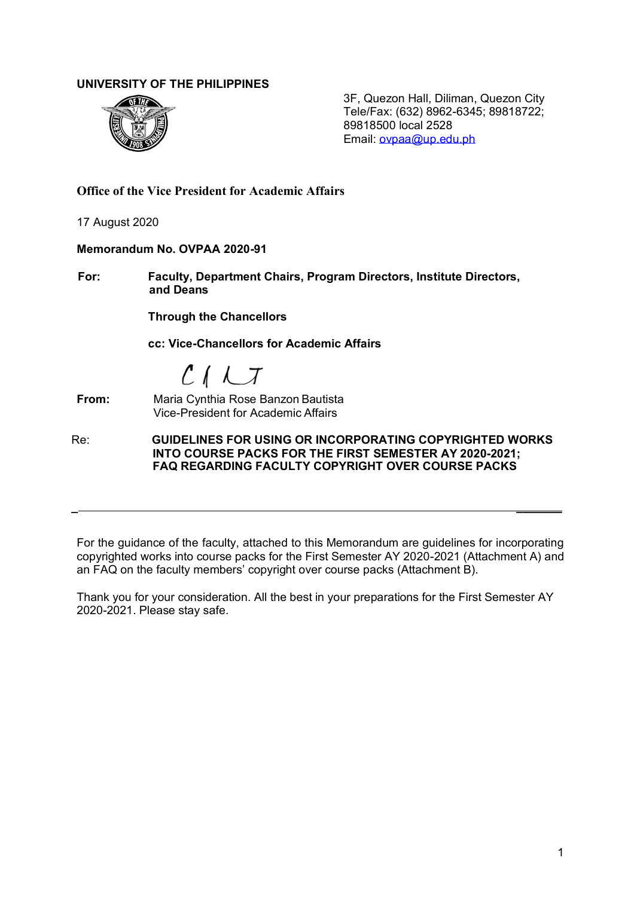**UNIVERSITY OF THE PHILIPPINES**

3F, Quezon Hall, Diliman, Quezon City
Tele/Fax: (632) 8962-6345; 89818722; 89818500 local 2528
Email: ovpaa@up.edu.ph

**Office of the Vice President for Academic Affairs**

17 August 2020

**Memorandum No. OVPAA 2020-91**

**For:** **Faculty, Department Chairs, Program Directors, Institute Directors, and Deans**

**Through the Chancellors**

**cc: Vice-Chancellors for Academic Affairs**

**From:** Maria Cynthia Rose Banzon Bautista
Vice-President for Academic Affairs

Re: **GUIDELINES FOR USING OR INCORPORATING COPYRIGHTED WORKS INTO COURSE PACKS FOR THE FIRST SEMESTER AY 2020-2021; FAQ REGARDING FACULTY COPYRIGHT OVER COURSE PACKS**

---

For the guidance of the faculty, attached to this Memorandum are guidelines for incorporating copyrighted works into course packs for the First Semester AY 2020-2021 (Attachment A) and an FAQ on the faculty members' copyright over course packs (Attachment B).

Thank you for your consideration. All the best in your preparations for the First Semester AY 2020-2021. Please stay safe.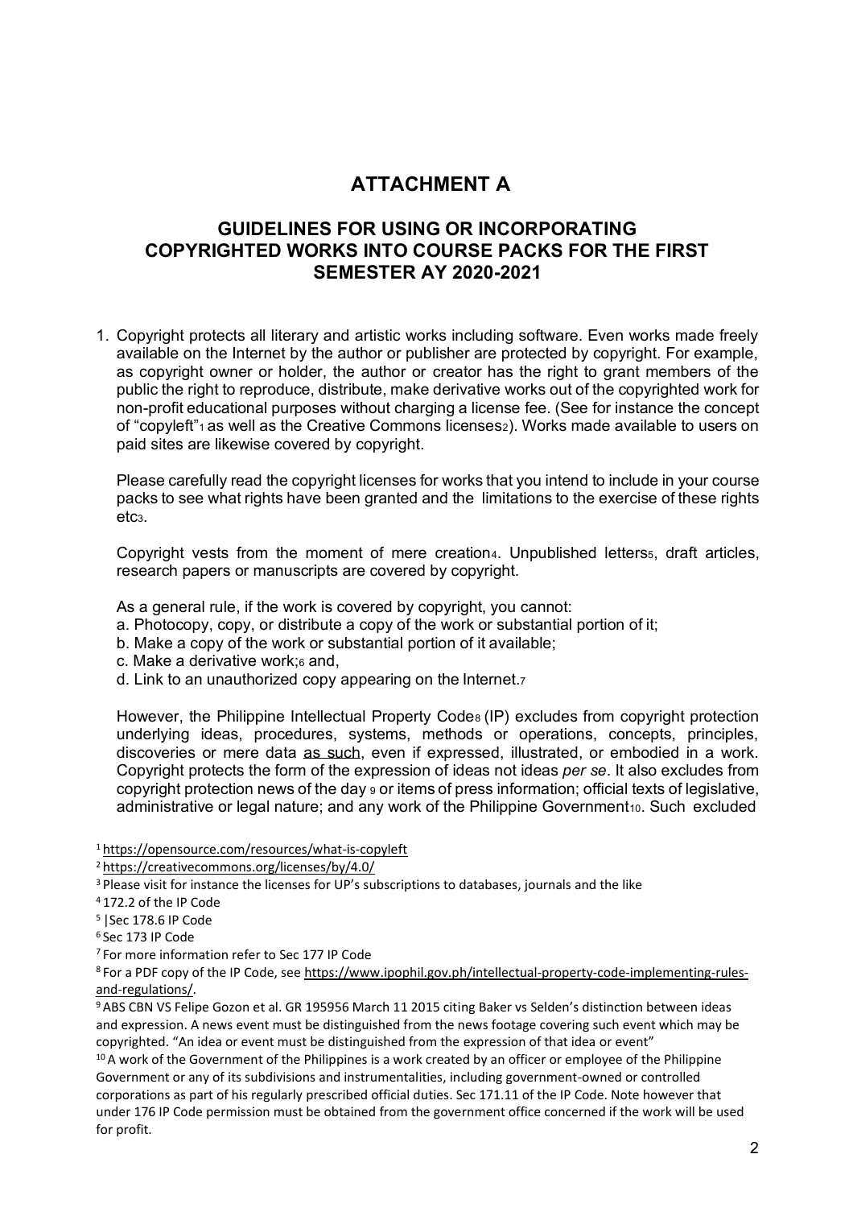# ATTACHMENT A

## GUIDELINES FOR USING OR INCORPORATING COPYRIGHTED WORKS INTO COURSE PACKS FOR THE FIRST SEMESTER AY 2020-2021

1. Copyright protects all literary and artistic works including software. Even works made freely available on the Internet by the author or publisher are protected by copyright. For example, as copyright owner or holder, the author or creator has the right to grant members of the public the right to reproduce, distribute, make derivative works out of the copyrighted work for non-profit educational purposes without charging a license fee. (See for instance the concept of "copyleft"[1] as well as the Creative Commons licenses[2]). Works made available to users on paid sites are likewise covered by copyright.

   Please carefully read the copyright licenses for works that you intend to include in your course packs to see what rights have been granted and the limitations to the exercise of these rights etc[3].

   Copyright vests from the moment of mere creation[4]. Unpublished letters[5], draft articles, research papers or manuscripts are covered by copyright.

   As a general rule, if the work is covered by copyright, you cannot:
   a. Photocopy, copy, or distribute a copy of the work or substantial portion of it;
   b. Make a copy of the work or substantial portion of it available;
   c. Make a derivative work;[6] and,
   d. Link to an unauthorized copy appearing on the Internet.[7]

   However, the Philippine Intellectual Property Code[8] (IP) excludes from copyright protection underlying ideas, procedures, systems, methods or operations, concepts, principles, discoveries or mere data <u>as such</u>, even if expressed, illustrated, or embodied in a work. Copyright protects the form of the expression of ideas not ideas *per se*. It also excludes from copyright protection news of the day [9] or items of press information; official texts of legislative, administrative or legal nature; and any work of the Philippine Government[10]. Such excluded

---

[1] https://opensource.com/resources/what-is-copyleft

[2] https://creativecommons.org/licenses/by/4.0/

[3] Please visit for instance the licenses for UP's subscriptions to databases, journals and the like

[4] 172.2 of the IP Code

[5] |Sec 178.6 IP Code

[6] Sec 173 IP Code

[7] For more information refer to Sec 177 IP Code

[8] For a PDF copy of the IP Code, see https://www.ipophil.gov.ph/intellectual-property-code-implementing-rules-and-regulations/.

[9] ABS CBN VS Felipe Gozon et al. GR 195956 March 11 2015 citing Baker vs Selden's distinction between ideas and expression. A news event must be distinguished from the news footage covering such event which may be copyrighted. "An idea or event must be distinguished from the expression of that idea or event"

[10] A work of the Government of the Philippines is a work created by an officer or employee of the Philippine Government or any of its subdivisions and instrumentalities, including government-owned or controlled corporations as part of his regularly prescribed official duties. Sec 171.11 of the IP Code. Note however that under 176 IP Code permission must be obtained from the government office concerned if the work will be used for profit.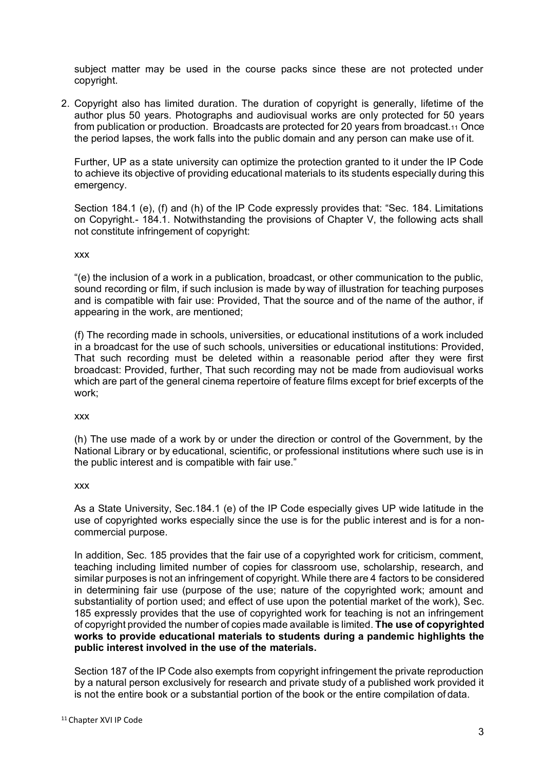subject matter may be used in the course packs since these are not protected under copyright.

2. Copyright also has limited duration. The duration of copyright is generally, lifetime of the author plus 50 years. Photographs and audiovisual works are only protected for 50 years from publication or production. Broadcasts are protected for 20 years from broadcast.[11] Once the period lapses, the work falls into the public domain and any person can make use of it.

   Further, UP as a state university can optimize the protection granted to it under the IP Code to achieve its objective of providing educational materials to its students especially during this emergency.

   Section 184.1 (e), (f) and (h) of the IP Code expressly provides that: "Sec. 184. Limitations on Copyright.- 184.1. Notwithstanding the provisions of Chapter V, the following acts shall not constitute infringement of copyright:

   xxx

   "(e) the inclusion of a work in a publication, broadcast, or other communication to the public, sound recording or film, if such inclusion is made by way of illustration for teaching purposes and is compatible with fair use: Provided, That the source and of the name of the author, if appearing in the work, are mentioned;

   (f) The recording made in schools, universities, or educational institutions of a work included in a broadcast for the use of such schools, universities or educational institutions: Provided, That such recording must be deleted within a reasonable period after they were first broadcast: Provided, further, That such recording may not be made from audiovisual works which are part of the general cinema repertoire of feature films except for brief excerpts of the work;

   xxx

   (h) The use made of a work by or under the direction or control of the Government, by the National Library or by educational, scientific, or professional institutions where such use is in the public interest and is compatible with fair use."

   xxx

   As a State University, Sec.184.1 (e) of the IP Code especially gives UP wide latitude in the use of copyrighted works especially since the use is for the public interest and is for a non-commercial purpose.

   In addition, Sec. 185 provides that the fair use of a copyrighted work for criticism, comment, teaching including limited number of copies for classroom use, scholarship, research, and similar purposes is not an infringement of copyright. While there are 4 factors to be considered in determining fair use (purpose of the use; nature of the copyrighted work; amount and substantiality of portion used; and effect of use upon the potential market of the work), Sec. 185 expressly provides that the use of copyrighted work for teaching is not an infringement of copyright provided the number of copies made available is limited. **The use of copyrighted works to provide educational materials to students during a pandemic highlights the public interest involved in the use of the materials.**

   Section 187 of the IP Code also exempts from copyright infringement the private reproduction by a natural person exclusively for research and private study of a published work provided it is not the entire book or a substantial portion of the book or the entire compilation of data.

[11] Chapter XVI IP Code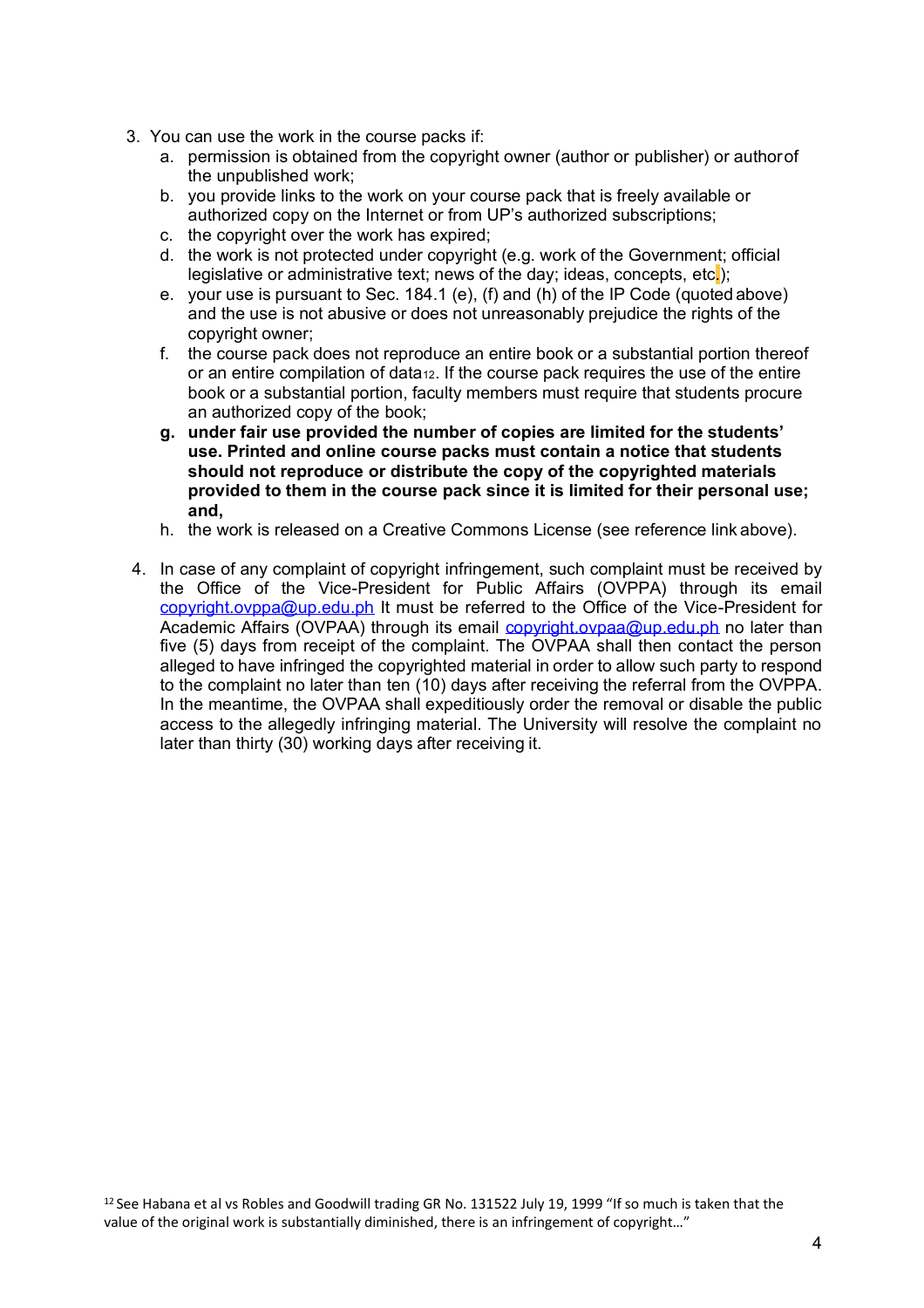3. You can use the work in the course packs if:
    a. permission is obtained from the copyright owner (author or publisher) or author of the unpublished work;
    b. you provide links to the work on your course pack that is freely available or authorized copy on the Internet or from UP's authorized subscriptions;
    c. the copyright over the work has expired;
    d. the work is not protected under copyright (e.g. work of the Government; official legislative or administrative text; news of the day; ideas, concepts, etc.);
    e. your use is pursuant to Sec. 184.1 (e), (f) and (h) of the IP Code (quoted above) and the use is not abusive or does not unreasonably prejudice the rights of the copyright owner;
    f. the course pack does not reproduce an entire book or a substantial portion thereof or an entire compilation of data[12]. If the course pack requires the use of the entire book or a substantial portion, faculty members must require that students procure an authorized copy of the book;
    g. **under fair use provided the number of copies are limited for the students' use. Printed and online course packs must contain a notice that students should not reproduce or distribute the copy of the copyrighted materials provided to them in the course pack since it is limited for their personal use; and,**
    h. the work is released on a Creative Commons License (see reference link above).

4. In case of any complaint of copyright infringement, such complaint must be received by the Office of the Vice-President for Public Affairs (OVPPA) through its email copyright.ovppa@up.edu.ph It must be referred to the Office of the Vice-President for Academic Affairs (OVPAA) through its email copyright.ovpaa@up.edu.ph no later than five (5) days from receipt of the complaint. The OVPAA shall then contact the person alleged to have infringed the copyrighted material in order to allow such party to respond to the complaint no later than ten (10) days after receiving the referral from the OVPPA. In the meantime, the OVPAA shall expeditiously order the removal or disable the public access to the allegedly infringing material. The University will resolve the complaint no later than thirty (30) working days after receiving it.

[12] See Habana et al vs Robles and Goodwill trading GR No. 131522 July 19, 1999 "If so much is taken that the value of the original work is substantially diminished, there is an infringement of copyright…"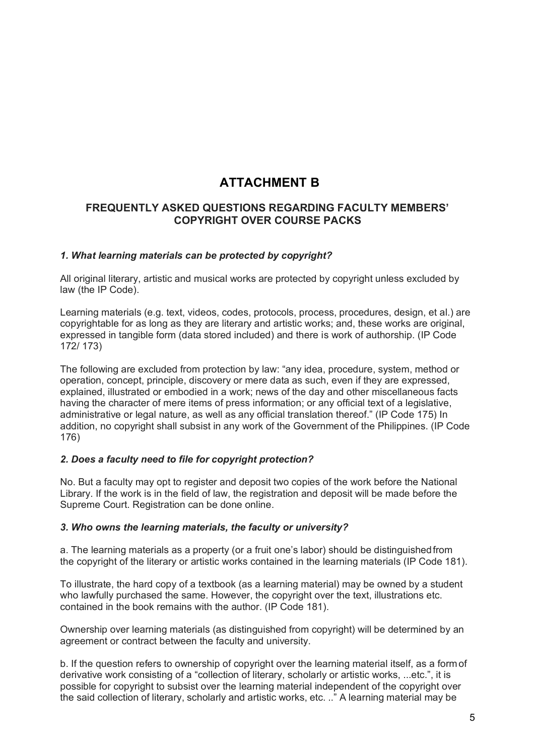# ATTACHMENT B

## FREQUENTLY ASKED QUESTIONS REGARDING FACULTY MEMBERS' COPYRIGHT OVER COURSE PACKS

***1. What learning materials can be protected by copyright?***

All original literary, artistic and musical works are protected by copyright unless excluded by law (the IP Code).

Learning materials (e.g. text, videos, codes, protocols, process, procedures, design, et al.) are copyrightable for as long as they are literary and artistic works; and, these works are original, expressed in tangible form (data stored included) and there is work of authorship. (IP Code 172/ 173)

The following are excluded from protection by law: "any idea, procedure, system, method or operation, concept, principle, discovery or mere data as such, even if they are expressed, explained, illustrated or embodied in a work; news of the day and other miscellaneous facts having the character of mere items of press information; or any official text of a legislative, administrative or legal nature, as well as any official translation thereof." (IP Code 175) In addition, no copyright shall subsist in any work of the Government of the Philippines. (IP Code 176)

***2. Does a faculty need to file for copyright protection?***

No. But a faculty may opt to register and deposit two copies of the work before the National Library. If the work is in the field of law, the registration and deposit will be made before the Supreme Court. Registration can be done online.

***3. Who owns the learning materials, the faculty or university?***

a. The learning materials as a property (or a fruit one's labor) should be distinguished from the copyright of the literary or artistic works contained in the learning materials (IP Code 181).

To illustrate, the hard copy of a textbook (as a learning material) may be owned by a student who lawfully purchased the same. However, the copyright over the text, illustrations etc. contained in the book remains with the author. (IP Code 181).

Ownership over learning materials (as distinguished from copyright) will be determined by an agreement or contract between the faculty and university.

b. If the question refers to ownership of copyright over the learning material itself, as a form of derivative work consisting of a "collection of literary, scholarly or artistic works, ...etc.", it is possible for copyright to subsist over the learning material independent of the copyright over the said collection of literary, scholarly and artistic works, etc. .." A learning material may be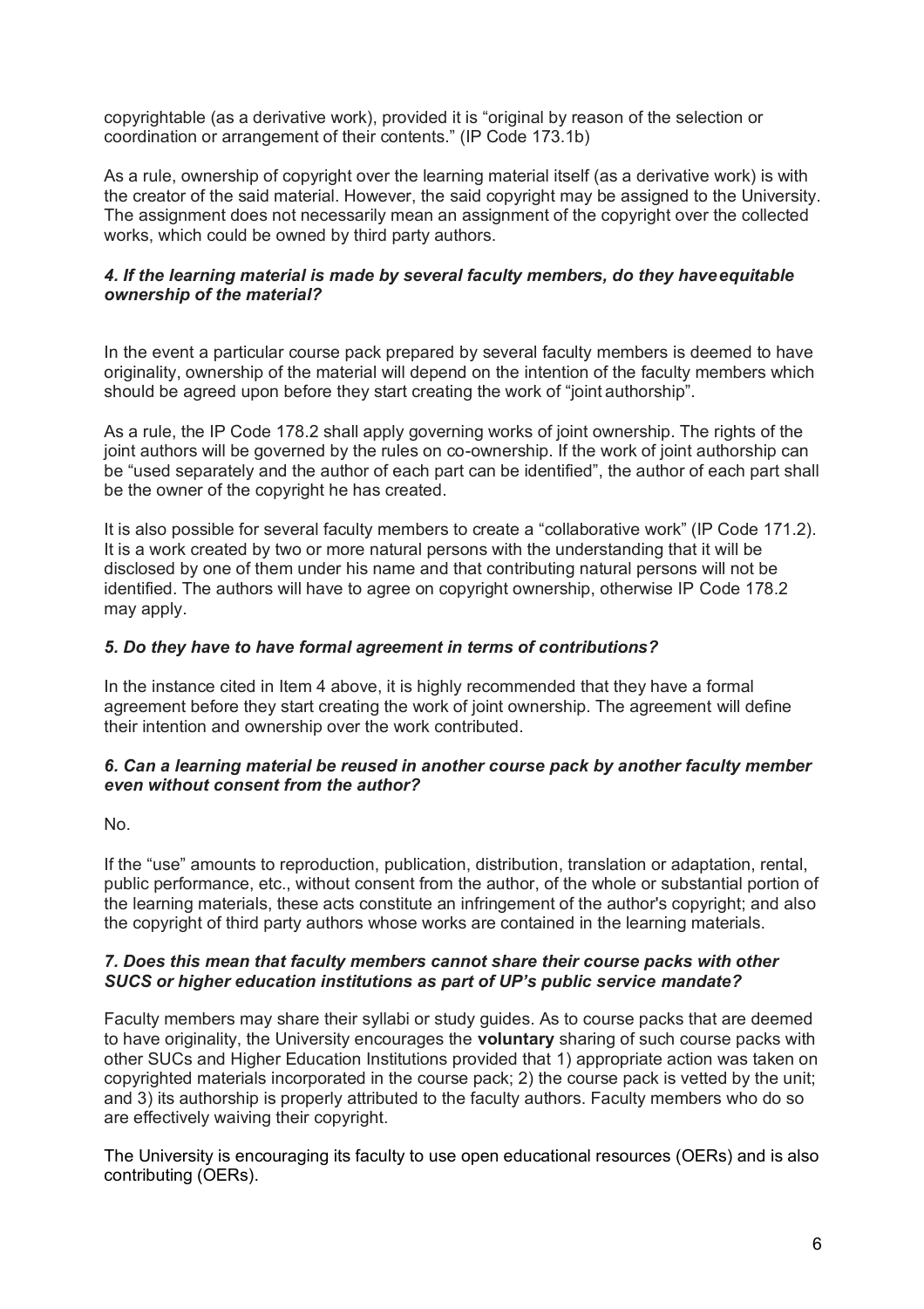copyrightable (as a derivative work), provided it is "original by reason of the selection or coordination or arrangement of their contents." (IP Code 173.1b)

As a rule, ownership of copyright over the learning material itself (as a derivative work) is with the creator of the said material. However, the said copyright may be assigned to the University. The assignment does not necessarily mean an assignment of the copyright over the collected works, which could be owned by third party authors.

### *4. If the learning material is made by several faculty members, do they have equitable ownership of the material?*

In the event a particular course pack prepared by several faculty members is deemed to have originality, ownership of the material will depend on the intention of the faculty members which should be agreed upon before they start creating the work of "joint authorship".

As a rule, the IP Code 178.2 shall apply governing works of joint ownership. The rights of the joint authors will be governed by the rules on co-ownership. If the work of joint authorship can be "used separately and the author of each part can be identified", the author of each part shall be the owner of the copyright he has created.

It is also possible for several faculty members to create a "collaborative work" (IP Code 171.2). It is a work created by two or more natural persons with the understanding that it will be disclosed by one of them under his name and that contributing natural persons will not be identified. The authors will have to agree on copyright ownership, otherwise IP Code 178.2 may apply.

### *5. Do they have to have formal agreement in terms of contributions?*

In the instance cited in Item 4 above, it is highly recommended that they have a formal agreement before they start creating the work of joint ownership. The agreement will define their intention and ownership over the work contributed.

### *6. Can a learning material be reused in another course pack by another faculty member even without consent from the author?*

No.

If the "use" amounts to reproduction, publication, distribution, translation or adaptation, rental, public performance, etc., without consent from the author, of the whole or substantial portion of the learning materials, these acts constitute an infringement of the author's copyright; and also the copyright of third party authors whose works are contained in the learning materials.

### *7. Does this mean that faculty members cannot share their course packs with other SUCS or higher education institutions as part of UP's public service mandate?*

Faculty members may share their syllabi or study guides. As to course packs that are deemed to have originality, the University encourages the **voluntary** sharing of such course packs with other SUCs and Higher Education Institutions provided that 1) appropriate action was taken on copyrighted materials incorporated in the course pack; 2) the course pack is vetted by the unit; and 3) its authorship is properly attributed to the faculty authors. Faculty members who do so are effectively waiving their copyright.

The University is encouraging its faculty to use open educational resources (OERs) and is also contributing (OERs).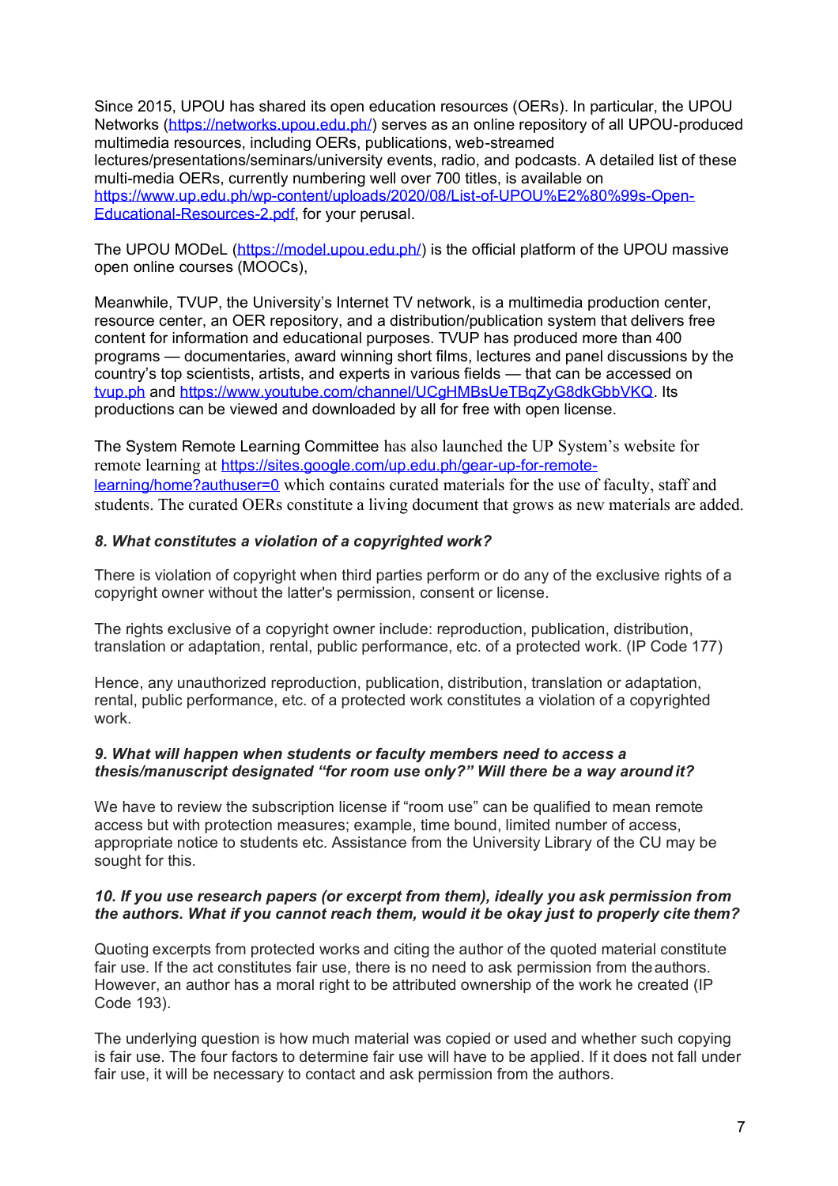Since 2015, UPOU has shared its open education resources (OERs). In particular, the UPOU Networks (https://networks.upou.edu.ph/) serves as an online repository of all UPOU-produced multimedia resources, including OERs, publications, web-streamed lectures/presentations/seminars/university events, radio, and podcasts. A detailed list of these multi-media OERs, currently numbering well over 700 titles, is available on https://www.up.edu.ph/wp-content/uploads/2020/08/List-of-UPOU%E2%80%99s-Open-Educational-Resources-2.pdf, for your perusal.

The UPOU MODeL (https://model.upou.edu.ph/) is the official platform of the UPOU massive open online courses (MOOCs),

Meanwhile, TVUP, the University's Internet TV network, is a multimedia production center, resource center, an OER repository, and a distribution/publication system that delivers free content for information and educational purposes. TVUP has produced more than 400 programs — documentaries, award winning short films, lectures and panel discussions by the country's top scientists, artists, and experts in various fields — that can be accessed on tvup.ph and https://www.youtube.com/channel/UCgHMBsUeTBqZyG8dkGbbVKQ. Its productions can be viewed and downloaded by all for free with open license.

The System Remote Learning Committee has also launched the UP System's website for remote learning at https://sites.google.com/up.edu.ph/gear-up-for-remote-learning/home?authuser=0 which contains curated materials for the use of faculty, staff and students. The curated OERs constitute a living document that grows as new materials are added.

***8. What constitutes a violation of a copyrighted work?***

There is violation of copyright when third parties perform or do any of the exclusive rights of a copyright owner without the latter's permission, consent or license.

The rights exclusive of a copyright owner include: reproduction, publication, distribution, translation or adaptation, rental, public performance, etc. of a protected work. (IP Code 177)

Hence, any unauthorized reproduction, publication, distribution, translation or adaptation, rental, public performance, etc. of a protected work constitutes a violation of a copyrighted work.

***9. What will happen when students or faculty members need to access a thesis/manuscript designated "for room use only?" Will there be a way around it?***

We have to review the subscription license if "room use" can be qualified to mean remote access but with protection measures; example, time bound, limited number of access, appropriate notice to students etc. Assistance from the University Library of the CU may be sought for this.

***10. If you use research papers (or excerpt from them), ideally you ask permission from the authors. What if you cannot reach them, would it be okay just to properly cite them?***

Quoting excerpts from protected works and citing the author of the quoted material constitute fair use. If the act constitutes fair use, there is no need to ask permission from the authors. However, an author has a moral right to be attributed ownership of the work he created (IP Code 193).

The underlying question is how much material was copied or used and whether such copying is fair use. The four factors to determine fair use will have to be applied. If it does not fall under fair use, it will be necessary to contact and ask permission from the authors.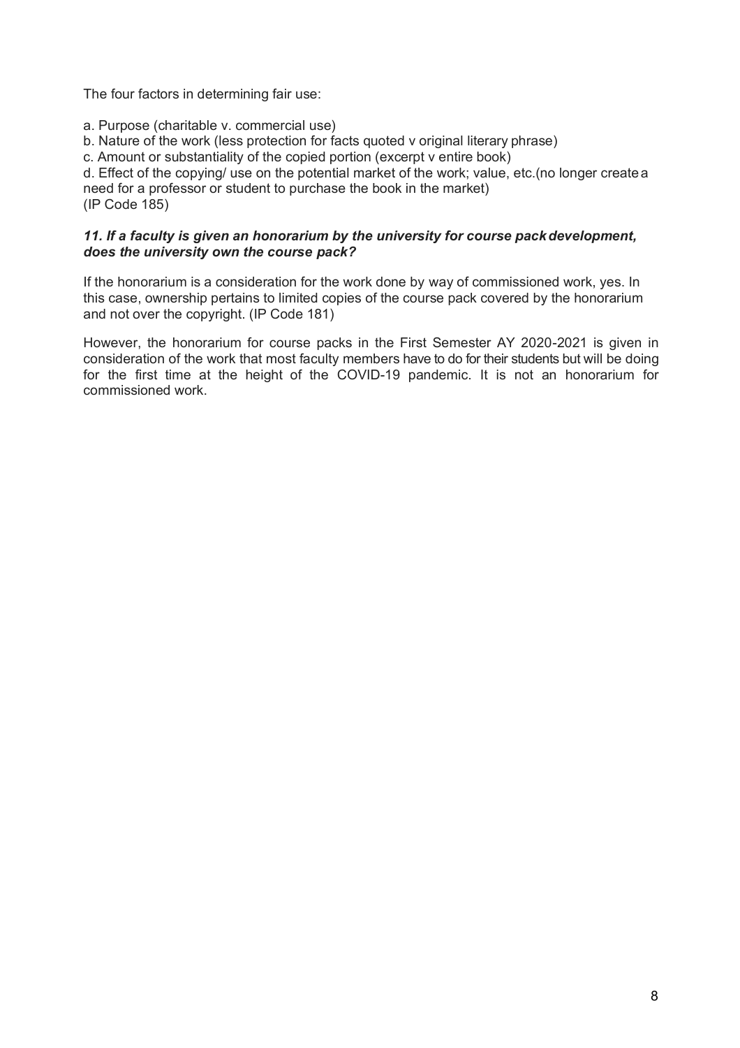The four factors in determining fair use:

a. Purpose (charitable v. commercial use)
b. Nature of the work (less protection for facts quoted v original literary phrase)
c. Amount or substantiality of the copied portion (excerpt v entire book)
d. Effect of the copying/ use on the potential market of the work; value, etc.(no longer create a need for a professor or student to purchase the book in the market)
(IP Code 185)

***11. If a faculty is given an honorarium by the university for course pack development, does the university own the course pack?***

If the honorarium is a consideration for the work done by way of commissioned work, yes. In this case, ownership pertains to limited copies of the course pack covered by the honorarium and not over the copyright. (IP Code 181)

However, the honorarium for course packs in the First Semester AY 2020-2021 is given in consideration of the work that most faculty members have to do for their students but will be doing for the first time at the height of the COVID-19 pandemic. It is not an honorarium for commissioned work.